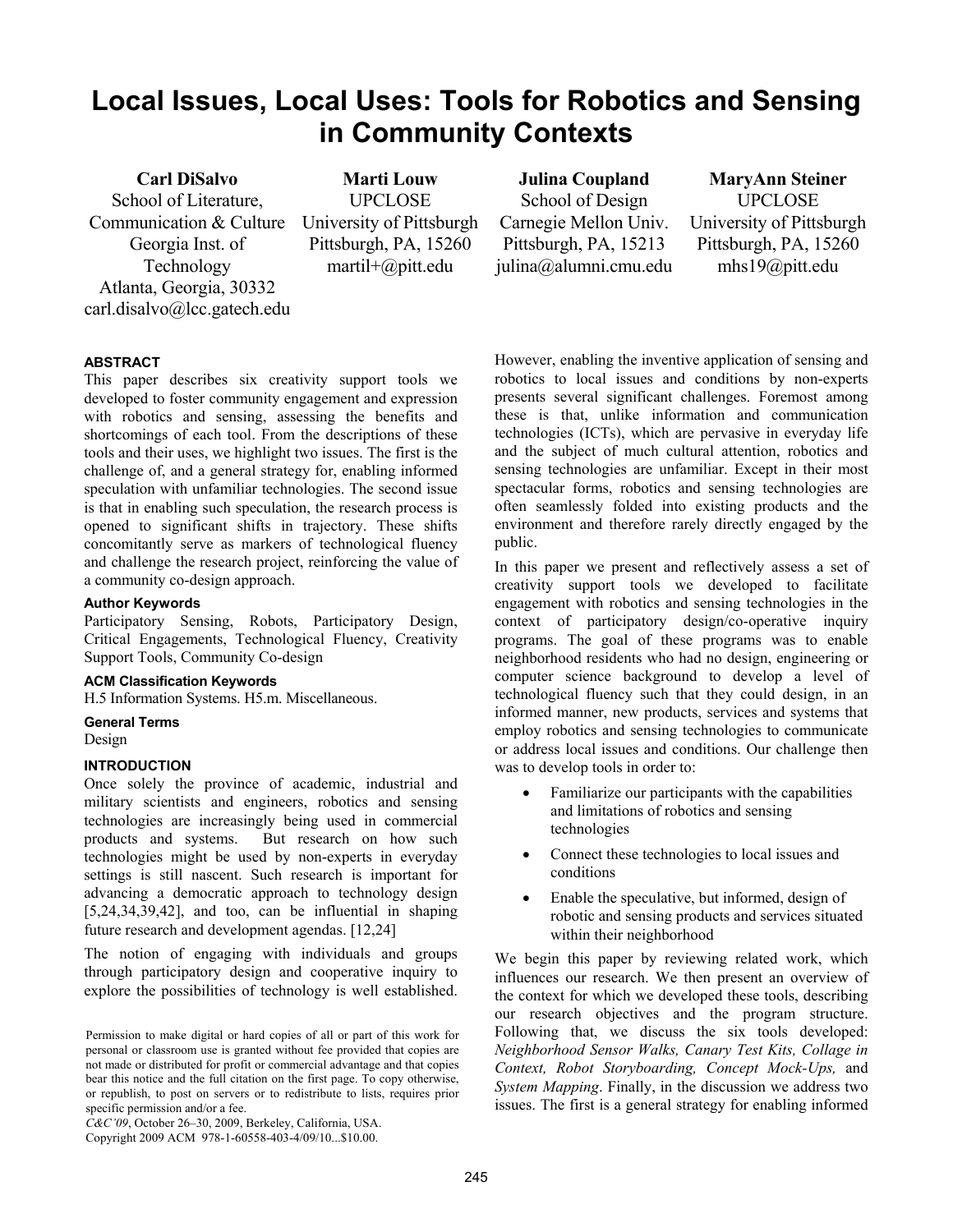# Local Issues, Local Uses: Tools for Robotics and Sensing in Community Contexts

**Carl DiSalvo**
School of Literature, Communication & Culture
Georgia Inst. of Technology
Atlanta, Georgia, 30332
carl.disalvo@lcc.gatech.edu

**Marti Louw**
UPCLOSE
University of Pittsburgh
Pittsburgh, PA, 15260
martil+@pitt.edu

**Julina Coupland**
School of Design
Carnegie Mellon Univ.
Pittsburgh, PA, 15213
julina@alumni.cmu.edu

**MaryAnn Steiner**
UPCLOSE
University of Pittsburgh
Pittsburgh, PA, 15260
mhs19@pitt.edu

### ABSTRACT

This paper describes six creativity support tools we developed to foster community engagement and expression with robotics and sensing, assessing the benefits and shortcomings of each tool. From the descriptions of these tools and their uses, we highlight two issues. The first is the challenge of, and a general strategy for, enabling informed speculation with unfamiliar technologies. The second issue is that in enabling such speculation, the research process is opened to significant shifts in trajectory. These shifts concomitantly serve as markers of technological fluency and challenge the research project, reinforcing the value of a community co-design approach.

#### Author Keywords

Participatory Sensing, Robots, Participatory Design, Critical Engagements, Technological Fluency, Creativity Support Tools, Community Co-design

#### ACM Classification Keywords

H.5 Information Systems. H5.m. Miscellaneous.

#### General Terms

Design

### INTRODUCTION

Once solely the province of academic, industrial and military scientists and engineers, robotics and sensing technologies are increasingly being used in commercial products and systems. But research on how such technologies might be used by non-experts in everyday settings is still nascent. Such research is important for advancing a democratic approach to technology design [5,24,34,39,42], and too, can be influential in shaping future research and development agendas. [12,24]

The notion of engaging with individuals and groups through participatory design and cooperative inquiry to explore the possibilities of technology is well established.

Permission to make digital or hard copies of all or part of this work for personal or classroom use is granted without fee provided that copies are not made or distributed for profit or commercial advantage and that copies bear this notice and the full citation on the first page. To copy otherwise, or republish, to post on servers or to redistribute to lists, requires prior specific permission and/or a fee.
*C&C'09*, October 26–30, 2009, Berkeley, California, USA.
Copyright 2009 ACM 978-1-60558-403-4/09/10...$10.00.

However, enabling the inventive application of sensing and robotics to local issues and conditions by non-experts presents several significant challenges. Foremost among these is that, unlike information and communication technologies (ICTs), which are pervasive in everyday life and the subject of much cultural attention, robotics and sensing technologies are unfamiliar. Except in their most spectacular forms, robotics and sensing technologies are often seamlessly folded into existing products and the environment and therefore rarely directly engaged by the public.

In this paper we present and reflectively assess a set of creativity support tools we developed to facilitate engagement with robotics and sensing technologies in the context of participatory design/co-operative inquiry programs. The goal of these programs was to enable neighborhood residents who had no design, engineering or computer science background to develop a level of technological fluency such that they could design, in an informed manner, new products, services and systems that employ robotics and sensing technologies to communicate or address local issues and conditions. Our challenge then was to develop tools in order to:

- Familiarize our participants with the capabilities and limitations of robotics and sensing technologies
- Connect these technologies to local issues and conditions
- Enable the speculative, but informed, design of robotic and sensing products and services situated within their neighborhood

We begin this paper by reviewing related work, which influences our research. We then present an overview of the context for which we developed these tools, describing our research objectives and the program structure. Following that, we discuss the six tools developed: *Neighborhood Sensor Walks, Canary Test Kits, Collage in Context, Robot Storyboarding, Concept Mock-Ups,* and *System Mapping*. Finally, in the discussion we address two issues. The first is a general strategy for enabling informed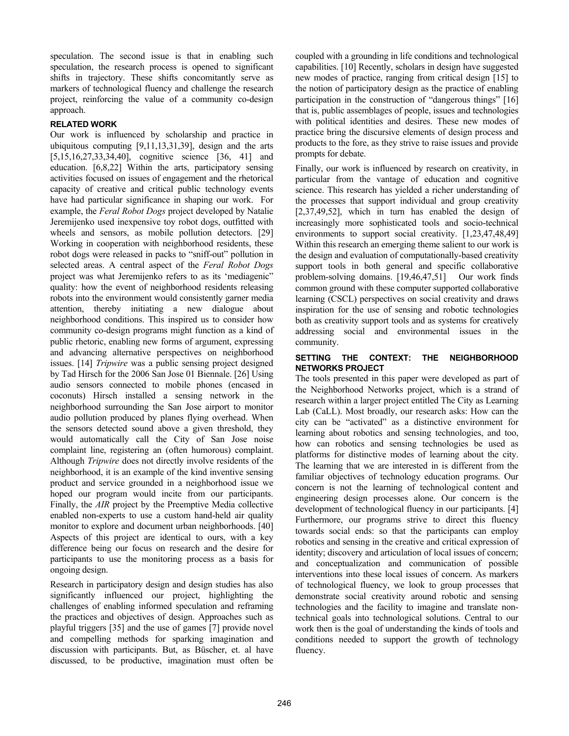speculation. The second issue is that in enabling such speculation, the research process is opened to significant shifts in trajectory. These shifts concomitantly serve as markers of technological fluency and challenge the research project, reinforcing the value of a community co-design approach.

## RELATED WORK

Our work is influenced by scholarship and practice in ubiquitous computing [9,11,13,31,39], design and the arts [5,15,16,27,33,34,40], cognitive science [36, 41] and education. [6,8,22] Within the arts, participatory sensing activities focused on issues of engagement and the rhetorical capacity of creative and critical public technology events have had particular significance in shaping our work. For example, the *Feral Robot Dogs* project developed by Natalie Jeremijenko used inexpensive toy robot dogs, outfitted with wheels and sensors, as mobile pollution detectors. [29] Working in cooperation with neighborhood residents, these robot dogs were released in packs to "sniff-out" pollution in selected areas. A central aspect of the *Feral Robot Dogs* project was what Jeremijenko refers to as its 'mediagenic" quality: how the event of neighborhood residents releasing robots into the environment would consistently garner media attention, thereby initiating a new dialogue about neighborhood conditions. This inspired us to consider how community co-design programs might function as a kind of public rhetoric, enabling new forms of argument, expressing and advancing alternative perspectives on neighborhood issues. [14] *Tripwire* was a public sensing project designed by Tad Hirsch for the 2006 San Jose 01 Biennale. [26] Using audio sensors connected to mobile phones (encased in coconuts) Hirsch installed a sensing network in the neighborhood surrounding the San Jose airport to monitor audio pollution produced by planes flying overhead. When the sensors detected sound above a given threshold, they would automatically call the City of San Jose noise complaint line, registering an (often humorous) complaint. Although *Tripwire* does not directly involve residents of the neighborhood, it is an example of the kind inventive sensing product and service grounded in a neighborhood issue we hoped our program would incite from our participants. Finally, the *AIR* project by the Preemptive Media collective enabled non-experts to use a custom hand-held air quality monitor to explore and document urban neighborhoods. [40] Aspects of this project are identical to ours, with a key difference being our focus on research and the desire for participants to use the monitoring process as a basis for ongoing design.

Research in participatory design and design studies has also significantly influenced our project, highlighting the challenges of enabling informed speculation and reframing the practices and objectives of design. Approaches such as playful triggers [35] and the use of games [7] provide novel and compelling methods for sparking imagination and discussion with participants. But, as Büscher, et. al have discussed, to be productive, imagination must often be coupled with a grounding in life conditions and technological capabilities. [10] Recently, scholars in design have suggested new modes of practice, ranging from critical design [15] to the notion of participatory design as the practice of enabling participation in the construction of "dangerous things" [16] that is, public assemblages of people, issues and technologies with political identities and desires. These new modes of practice bring the discursive elements of design process and products to the fore, as they strive to raise issues and provide prompts for debate.

Finally, our work is influenced by research on creativity, in particular from the vantage of education and cognitive science. This research has yielded a richer understanding of the processes that support individual and group creativity [2,37,49,52], which in turn has enabled the design of increasingly more sophisticated tools and socio-technical environments to support social creativity. [1,23,47,48,49] Within this research an emerging theme salient to our work is the design and evaluation of computationally-based creativity support tools in both general and specific collaborative problem-solving domains. [19,46,47,51] Our work finds common ground with these computer supported collaborative learning (CSCL) perspectives on social creativity and draws inspiration for the use of sensing and robotic technologies both as creativity support tools and as systems for creatively addressing social and environmental issues in the community.

## SETTING THE CONTEXT: THE NEIGHBORHOOD NETWORKS PROJECT

The tools presented in this paper were developed as part of the Neighborhood Networks project, which is a strand of research within a larger project entitled The City as Learning Lab (CaLL). Most broadly, our research asks: How can the city can be "activated" as a distinctive environment for learning about robotics and sensing technologies, and too, how can robotics and sensing technologies be used as platforms for distinctive modes of learning about the city. The learning that we are interested in is different from the familiar objectives of technology education programs. Our concern is not the learning of technological content and engineering design processes alone. Our concern is the development of technological fluency in our participants. [4] Furthermore, our programs strive to direct this fluency towards social ends: so that the participants can employ robotics and sensing in the creative and critical expression of identity; discovery and articulation of local issues of concern; and conceptualization and communication of possible interventions into these local issues of concern. As markers of technological fluency, we look to group processes that demonstrate social creativity around robotic and sensing technologies and the facility to imagine and translate non-technical goals into technological solutions. Central to our work then is the goal of understanding the kinds of tools and conditions needed to support the growth of technology fluency.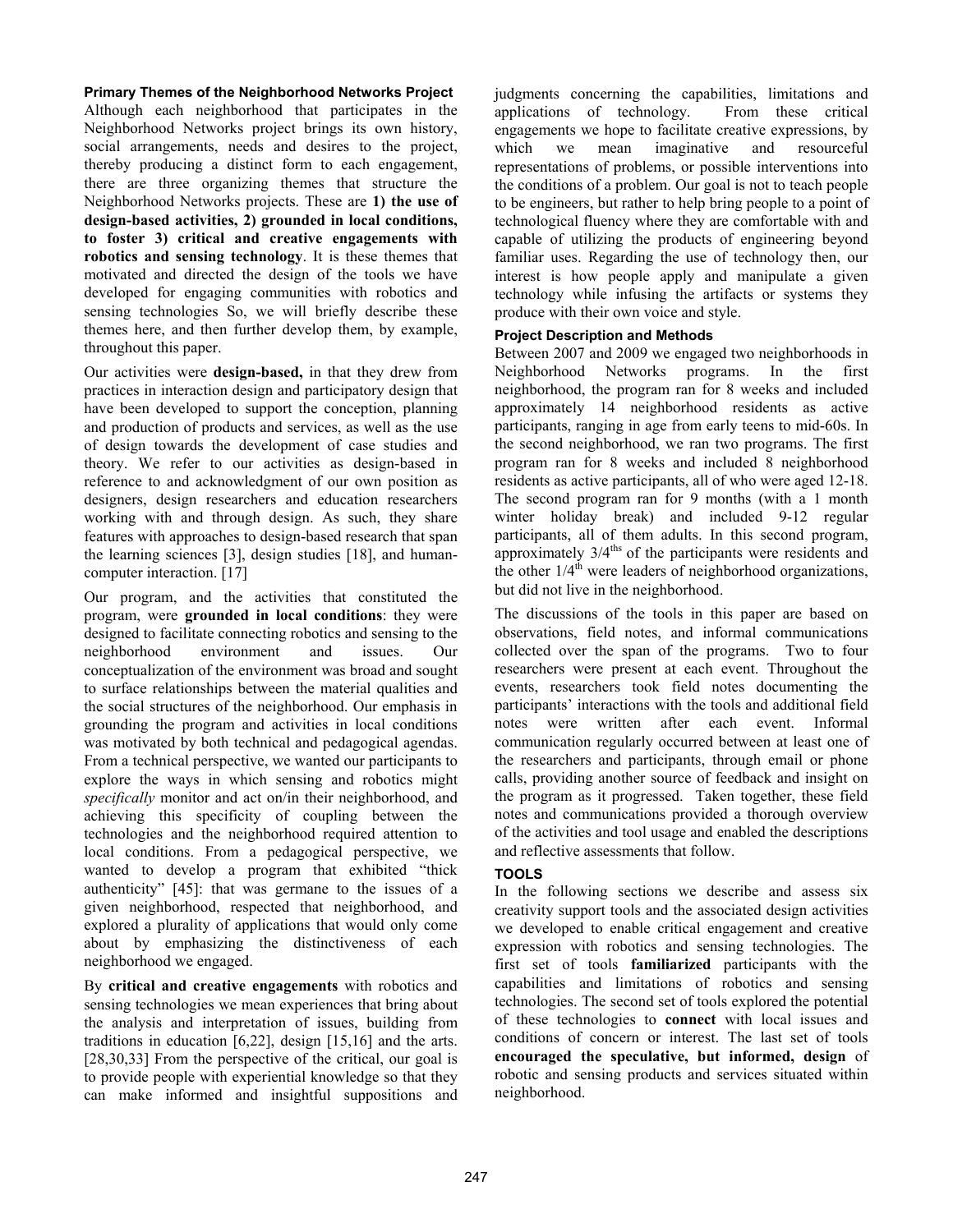### Primary Themes of the Neighborhood Networks Project

Although each neighborhood that participates in the Neighborhood Networks project brings its own history, social arrangements, needs and desires to the project, thereby producing a distinct form to each engagement, there are three organizing themes that structure the Neighborhood Networks projects. These are **1) the use of design-based activities, 2) grounded in local conditions, to foster 3) critical and creative engagements with robotics and sensing technology**. It is these themes that motivated and directed the design of the tools we have developed for engaging communities with robotics and sensing technologies So, we will briefly describe these themes here, and then further develop them, by example, throughout this paper.

Our activities were **design-based,** in that they drew from practices in interaction design and participatory design that have been developed to support the conception, planning and production of products and services, as well as the use of design towards the development of case studies and theory. We refer to our activities as design-based in reference to and acknowledgment of our own position as designers, design researchers and education researchers working with and through design. As such, they share features with approaches to design-based research that span the learning sciences [3], design studies [18], and human-computer interaction. [17]

Our program, and the activities that constituted the program, were **grounded in local conditions**: they were designed to facilitate connecting robotics and sensing to the neighborhood environment and issues. Our conceptualization of the environment was broad and sought to surface relationships between the material qualities and the social structures of the neighborhood. Our emphasis in grounding the program and activities in local conditions was motivated by both technical and pedagogical agendas. From a technical perspective, we wanted our participants to explore the ways in which sensing and robotics might *specifically* monitor and act on/in their neighborhood, and achieving this specificity of coupling between the technologies and the neighborhood required attention to local conditions. From a pedagogical perspective, we wanted to develop a program that exhibited "thick authenticity" [45]: that was germane to the issues of a given neighborhood, respected that neighborhood, and explored a plurality of applications that would only come about by emphasizing the distinctiveness of each neighborhood we engaged.

By **critical and creative engagements** with robotics and sensing technologies we mean experiences that bring about the analysis and interpretation of issues, building from traditions in education [6,22], design [15,16] and the arts. [28,30,33] From the perspective of the critical, our goal is to provide people with experiential knowledge so that they can make informed and insightful suppositions and judgments concerning the capabilities, limitations and applications of technology. From these critical engagements we hope to facilitate creative expressions, by which we mean imaginative and resourceful representations of problems, or possible interventions into the conditions of a problem. Our goal is not to teach people to be engineers, but rather to help bring people to a point of technological fluency where they are comfortable with and capable of utilizing the products of engineering beyond familiar uses. Regarding the use of technology then, our interest is how people apply and manipulate a given technology while infusing the artifacts or systems they produce with their own voice and style.

### Project Description and Methods

Between 2007 and 2009 we engaged two neighborhoods in Neighborhood Networks programs. In the first neighborhood, the program ran for 8 weeks and included approximately 14 neighborhood residents as active participants, ranging in age from early teens to mid-60s. In the second neighborhood, we ran two programs. The first program ran for 8 weeks and included 8 neighborhood residents as active participants, all of who were aged 12-18. The second program ran for 9 months (with a 1 month winter holiday break) and included 9-12 regular participants, all of them adults. In this second program, approximately 3/4ths of the participants were residents and the other 1/4th were leaders of neighborhood organizations, but did not live in the neighborhood.

The discussions of the tools in this paper are based on observations, field notes, and informal communications collected over the span of the programs. Two to four researchers were present at each event. Throughout the events, researchers took field notes documenting the participants' interactions with the tools and additional field notes were written after each event. Informal communication regularly occurred between at least one of the researchers and participants, through email or phone calls, providing another source of feedback and insight on the program as it progressed. Taken together, these field notes and communications provided a thorough overview of the activities and tool usage and enabled the descriptions and reflective assessments that follow.

## TOOLS

In the following sections we describe and assess six creativity support tools and the associated design activities we developed to enable critical engagement and creative expression with robotics and sensing technologies. The first set of tools **familiarized** participants with the capabilities and limitations of robotics and sensing technologies. The second set of tools explored the potential of these technologies to **connect** with local issues and conditions of concern or interest. The last set of tools **encouraged the speculative, but informed, design** of robotic and sensing products and services situated within neighborhood.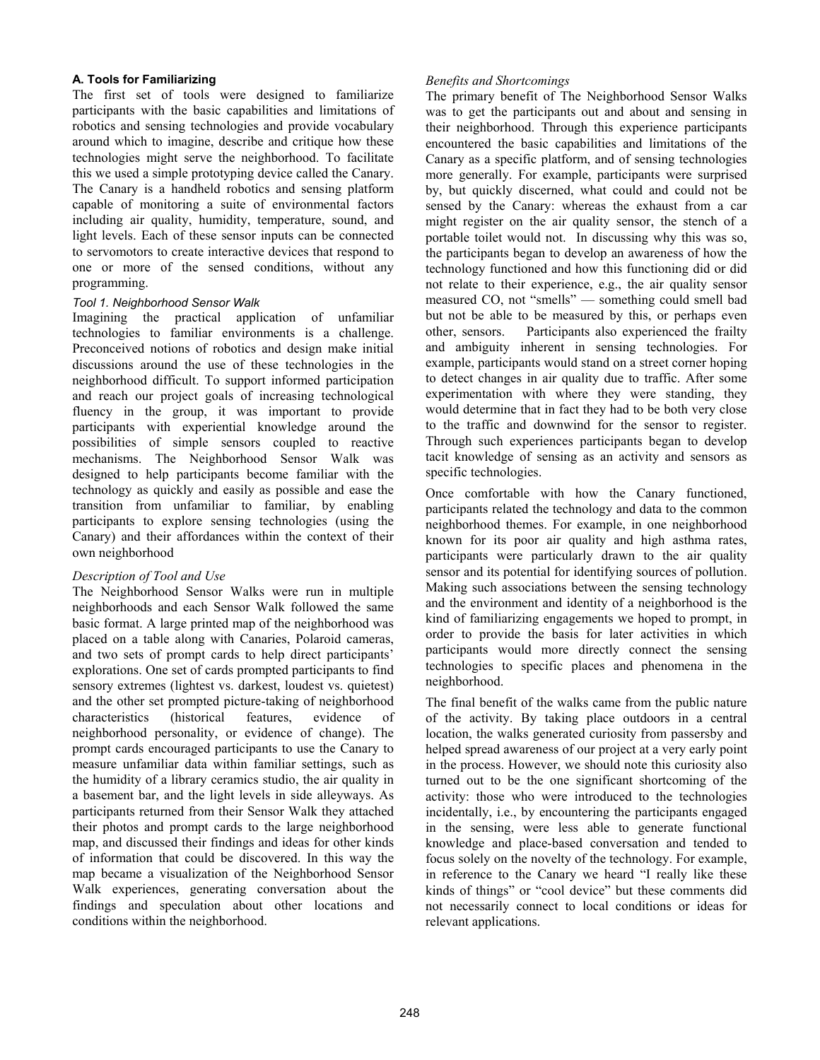### A. Tools for Familiarizing

The first set of tools were designed to familiarize participants with the basic capabilities and limitations of robotics and sensing technologies and provide vocabulary around which to imagine, describe and critique how these technologies might serve the neighborhood. To facilitate this we used a simple prototyping device called the Canary. The Canary is a handheld robotics and sensing platform capable of monitoring a suite of environmental factors including air quality, humidity, temperature, sound, and light levels. Each of these sensor inputs can be connected to servomotors to create interactive devices that respond to one or more of the sensed conditions, without any programming.

#### *Tool 1. Neighborhood Sensor Walk*

Imagining the practical application of unfamiliar technologies to familiar environments is a challenge. Preconceived notions of robotics and design make initial discussions around the use of these technologies in the neighborhood difficult. To support informed participation and reach our project goals of increasing technological fluency in the group, it was important to provide participants with experiential knowledge around the possibilities of simple sensors coupled to reactive mechanisms. The Neighborhood Sensor Walk was designed to help participants become familiar with the technology as quickly and easily as possible and ease the transition from unfamiliar to familiar, by enabling participants to explore sensing technologies (using the Canary) and their affordances within the context of their own neighborhood

*Description of Tool and Use*

The Neighborhood Sensor Walks were run in multiple neighborhoods and each Sensor Walk followed the same basic format. A large printed map of the neighborhood was placed on a table along with Canaries, Polaroid cameras, and two sets of prompt cards to help direct participants' explorations. One set of cards prompted participants to find sensory extremes (lightest vs. darkest, loudest vs. quietest) and the other set prompted picture-taking of neighborhood characteristics (historical features, evidence of neighborhood personality, or evidence of change). The prompt cards encouraged participants to use the Canary to measure unfamiliar data within familiar settings, such as the humidity of a library ceramics studio, the air quality in a basement bar, and the light levels in side alleyways. As participants returned from their Sensor Walk they attached their photos and prompt cards to the large neighborhood map, and discussed their findings and ideas for other kinds of information that could be discovered. In this way the map became a visualization of the Neighborhood Sensor Walk experiences, generating conversation about the findings and speculation about other locations and conditions within the neighborhood.

*Benefits and Shortcomings*

The primary benefit of The Neighborhood Sensor Walks was to get the participants out and about and sensing in their neighborhood. Through this experience participants encountered the basic capabilities and limitations of the Canary as a specific platform, and of sensing technologies more generally. For example, participants were surprised by, but quickly discerned, what could and could not be sensed by the Canary: whereas the exhaust from a car might register on the air quality sensor, the stench of a portable toilet would not. In discussing why this was so, the participants began to develop an awareness of how the technology functioned and how this functioning did or did not relate to their experience, e.g., the air quality sensor measured CO, not "smells" — something could smell bad but not be able to be measured by this, or perhaps even other, sensors. Participants also experienced the frailty and ambiguity inherent in sensing technologies. For example, participants would stand on a street corner hoping to detect changes in air quality due to traffic. After some experimentation with where they were standing, they would determine that in fact they had to be both very close to the traffic and downwind for the sensor to register. Through such experiences participants began to develop tacit knowledge of sensing as an activity and sensors as specific technologies.

Once comfortable with how the Canary functioned, participants related the technology and data to the common neighborhood themes. For example, in one neighborhood known for its poor air quality and high asthma rates, participants were particularly drawn to the air quality sensor and its potential for identifying sources of pollution. Making such associations between the sensing technology and the environment and identity of a neighborhood is the kind of familiarizing engagements we hoped to prompt, in order to provide the basis for later activities in which participants would more directly connect the sensing technologies to specific places and phenomena in the neighborhood.

The final benefit of the walks came from the public nature of the activity. By taking place outdoors in a central location, the walks generated curiosity from passersby and helped spread awareness of our project at a very early point in the process. However, we should note this curiosity also turned out to be the one significant shortcoming of the activity: those who were introduced to the technologies incidentally, i.e., by encountering the participants engaged in the sensing, were less able to generate functional knowledge and place-based conversation and tended to focus solely on the novelty of the technology. For example, in reference to the Canary we heard "I really like these kinds of things" or "cool device" but these comments did not necessarily connect to local conditions or ideas for relevant applications.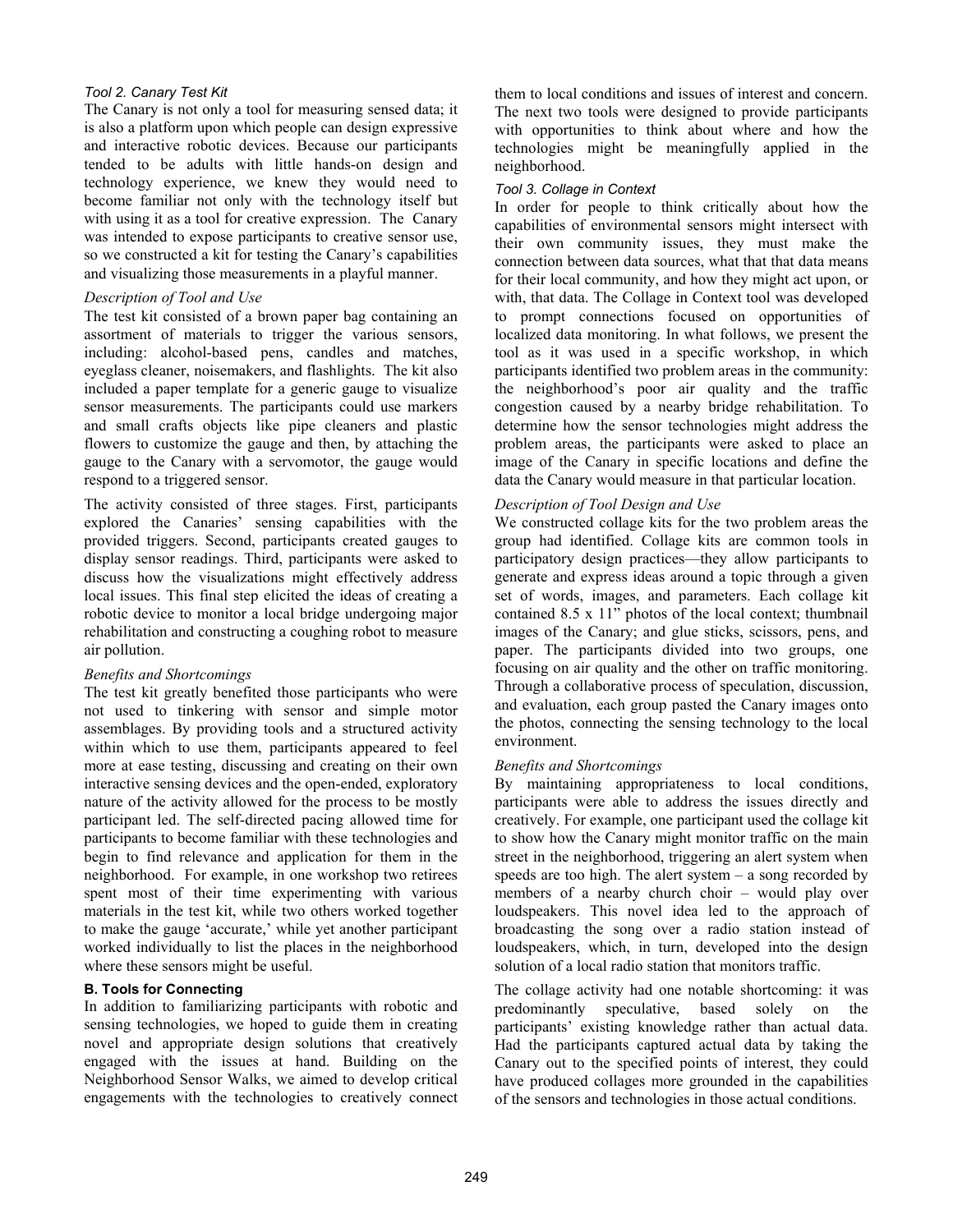### *Tool 2. Canary Test Kit*

The Canary is not only a tool for measuring sensed data; it is also a platform upon which people can design expressive and interactive robotic devices. Because our participants tended to be adults with little hands-on design and technology experience, we knew they would need to become familiar not only with the technology itself but with using it as a tool for creative expression. The Canary was intended to expose participants to creative sensor use, so we constructed a kit for testing the Canary's capabilities and visualizing those measurements in a playful manner.

*Description of Tool and Use*

The test kit consisted of a brown paper bag containing an assortment of materials to trigger the various sensors, including: alcohol-based pens, candles and matches, eyeglass cleaner, noisemakers, and flashlights. The kit also included a paper template for a generic gauge to visualize sensor measurements. The participants could use markers and small crafts objects like pipe cleaners and plastic flowers to customize the gauge and then, by attaching the gauge to the Canary with a servomotor, the gauge would respond to a triggered sensor.

The activity consisted of three stages. First, participants explored the Canaries' sensing capabilities with the provided triggers. Second, participants created gauges to display sensor readings. Third, participants were asked to discuss how the visualizations might effectively address local issues. This final step elicited the ideas of creating a robotic device to monitor a local bridge undergoing major rehabilitation and constructing a coughing robot to measure air pollution.

*Benefits and Shortcomings*

The test kit greatly benefited those participants who were not used to tinkering with sensor and simple motor assemblages. By providing tools and a structured activity within which to use them, participants appeared to feel more at ease testing, discussing and creating on their own interactive sensing devices and the open-ended, exploratory nature of the activity allowed for the process to be mostly participant led. The self-directed pacing allowed time for participants to become familiar with these technologies and begin to find relevance and application for them in the neighborhood. For example, in one workshop two retirees spent most of their time experimenting with various materials in the test kit, while two others worked together to make the gauge 'accurate,' while yet another participant worked individually to list the places in the neighborhood where these sensors might be useful.

## B. Tools for Connecting

In addition to familiarizing participants with robotic and sensing technologies, we hoped to guide them in creating novel and appropriate design solutions that creatively engaged with the issues at hand. Building on the Neighborhood Sensor Walks, we aimed to develop critical engagements with the technologies to creatively connect them to local conditions and issues of interest and concern. The next two tools were designed to provide participants with opportunities to think about where and how the technologies might be meaningfully applied in the neighborhood.

### *Tool 3. Collage in Context*

In order for people to think critically about how the capabilities of environmental sensors might intersect with their own community issues, they must make the connection between data sources, what that that data means for their local community, and how they might act upon, or with, that data. The Collage in Context tool was developed to prompt connections focused on opportunities of localized data monitoring. In what follows, we present the tool as it was used in a specific workshop, in which participants identified two problem areas in the community: the neighborhood's poor air quality and the traffic congestion caused by a nearby bridge rehabilitation. To determine how the sensor technologies might address the problem areas, the participants were asked to place an image of the Canary in specific locations and define the data the Canary would measure in that particular location.

*Description of Tool Design and Use*

We constructed collage kits for the two problem areas the group had identified. Collage kits are common tools in participatory design practices—they allow participants to generate and express ideas around a topic through a given set of words, images, and parameters. Each collage kit contained 8.5 x 11" photos of the local context; thumbnail images of the Canary; and glue sticks, scissors, pens, and paper. The participants divided into two groups, one focusing on air quality and the other on traffic monitoring. Through a collaborative process of speculation, discussion, and evaluation, each group pasted the Canary images onto the photos, connecting the sensing technology to the local environment.

*Benefits and Shortcomings*

By maintaining appropriateness to local conditions, participants were able to address the issues directly and creatively. For example, one participant used the collage kit to show how the Canary might monitor traffic on the main street in the neighborhood, triggering an alert system when speeds are too high. The alert system – a song recorded by members of a nearby church choir – would play over loudspeakers. This novel idea led to the approach of broadcasting the song over a radio station instead of loudspeakers, which, in turn, developed into the design solution of a local radio station that monitors traffic.

The collage activity had one notable shortcoming: it was predominantly speculative, based solely on the participants' existing knowledge rather than actual data. Had the participants captured actual data by taking the Canary out to the specified points of interest, they could have produced collages more grounded in the capabilities of the sensors and technologies in those actual conditions.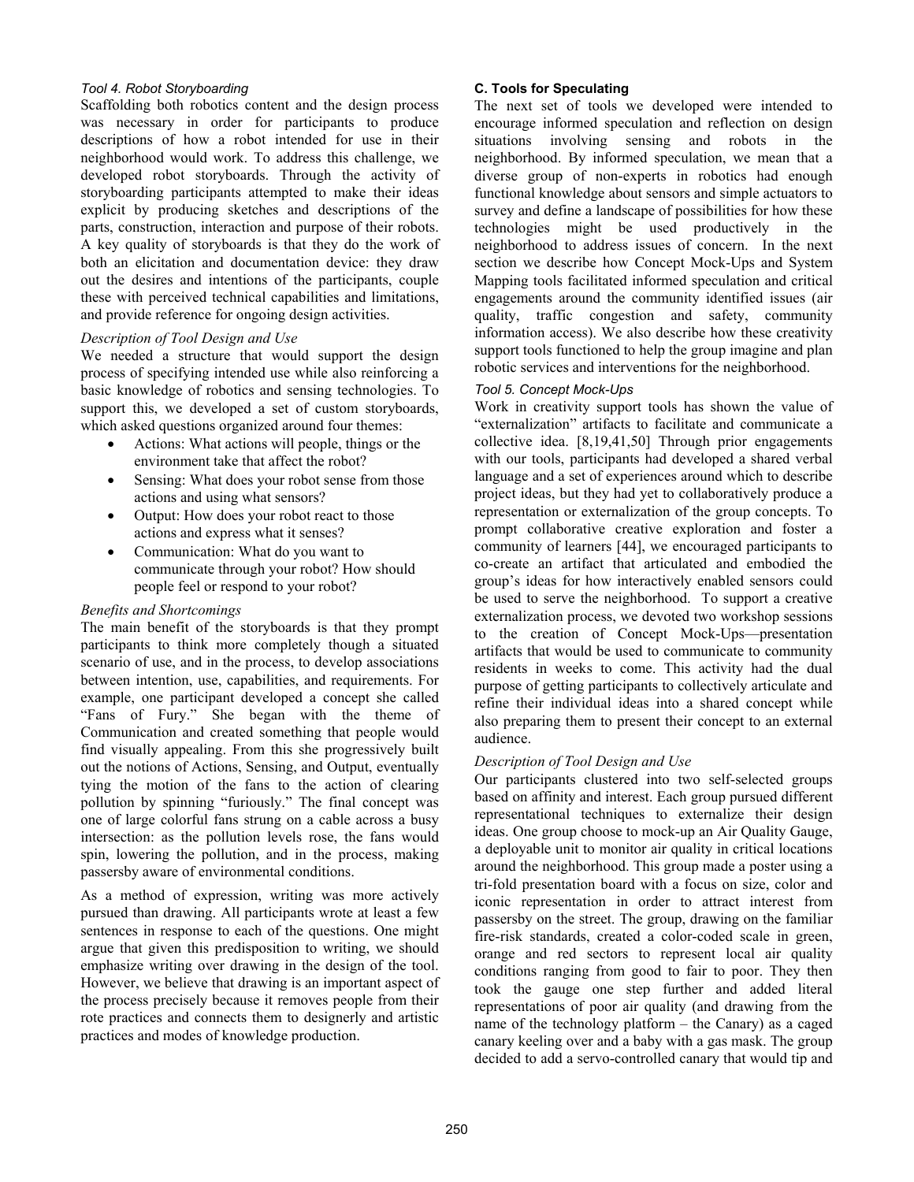### Tool 4. Robot Storyboarding

Scaffolding both robotics content and the design process was necessary in order for participants to produce descriptions of how a robot intended for use in their neighborhood would work. To address this challenge, we developed robot storyboards. Through the activity of storyboarding participants attempted to make their ideas explicit by producing sketches and descriptions of the parts, construction, interaction and purpose of their robots. A key quality of storyboards is that they do the work of both an elicitation and documentation device: they draw out the desires and intentions of the participants, couple these with perceived technical capabilities and limitations, and provide reference for ongoing design activities.

*Description of Tool Design and Use*

We needed a structure that would support the design process of specifying intended use while also reinforcing a basic knowledge of robotics and sensing technologies. To support this, we developed a set of custom storyboards, which asked questions organized around four themes:

- Actions: What actions will people, things or the environment take that affect the robot?
- Sensing: What does your robot sense from those actions and using what sensors?
- Output: How does your robot react to those actions and express what it senses?
- Communication: What do you want to communicate through your robot? How should people feel or respond to your robot?

*Benefits and Shortcomings*

The main benefit of the storyboards is that they prompt participants to think more completely though a situated scenario of use, and in the process, to develop associations between intention, use, capabilities, and requirements. For example, one participant developed a concept she called "Fans of Fury." She began with the theme of Communication and created something that people would find visually appealing. From this she progressively built out the notions of Actions, Sensing, and Output, eventually tying the motion of the fans to the action of clearing pollution by spinning "furiously." The final concept was one of large colorful fans strung on a cable across a busy intersection: as the pollution levels rose, the fans would spin, lowering the pollution, and in the process, making passersby aware of environmental conditions.

As a method of expression, writing was more actively pursued than drawing. All participants wrote at least a few sentences in response to each of the questions. One might argue that given this predisposition to writing, we should emphasize writing over drawing in the design of the tool. However, we believe that drawing is an important aspect of the process precisely because it removes people from their rote practices and connects them to designerly and artistic practices and modes of knowledge production.

## C. Tools for Speculating

The next set of tools we developed were intended to encourage informed speculation and reflection on design situations involving sensing and robots in the neighborhood. By informed speculation, we mean that a diverse group of non-experts in robotics had enough functional knowledge about sensors and simple actuators to survey and define a landscape of possibilities for how these technologies might be used productively in the neighborhood to address issues of concern. In the next section we describe how Concept Mock-Ups and System Mapping tools facilitated informed speculation and critical engagements around the community identified issues (air quality, traffic congestion and safety, community information access). We also describe how these creativity support tools functioned to help the group imagine and plan robotic services and interventions for the neighborhood.

### Tool 5. Concept Mock-Ups

Work in creativity support tools has shown the value of "externalization" artifacts to facilitate and communicate a collective idea. [8,19,41,50] Through prior engagements with our tools, participants had developed a shared verbal language and a set of experiences around which to describe project ideas, but they had yet to collaboratively produce a representation or externalization of the group concepts. To prompt collaborative creative exploration and foster a community of learners [44], we encouraged participants to co-create an artifact that articulated and embodied the group's ideas for how interactively enabled sensors could be used to serve the neighborhood. To support a creative externalization process, we devoted two workshop sessions to the creation of Concept Mock-Ups—presentation artifacts that would be used to communicate to community residents in weeks to come. This activity had the dual purpose of getting participants to collectively articulate and refine their individual ideas into a shared concept while also preparing them to present their concept to an external audience.

*Description of Tool Design and Use*

Our participants clustered into two self-selected groups based on affinity and interest. Each group pursued different representational techniques to externalize their design ideas. One group choose to mock-up an Air Quality Gauge, a deployable unit to monitor air quality in critical locations around the neighborhood. This group made a poster using a tri-fold presentation board with a focus on size, color and iconic representation in order to attract interest from passersby on the street. The group, drawing on the familiar fire-risk standards, created a color-coded scale in green, orange and red sectors to represent local air quality conditions ranging from good to fair to poor. They then took the gauge one step further and added literal representations of poor air quality (and drawing from the name of the technology platform – the Canary) as a caged canary keeling over and a baby with a gas mask. The group decided to add a servo-controlled canary that would tip and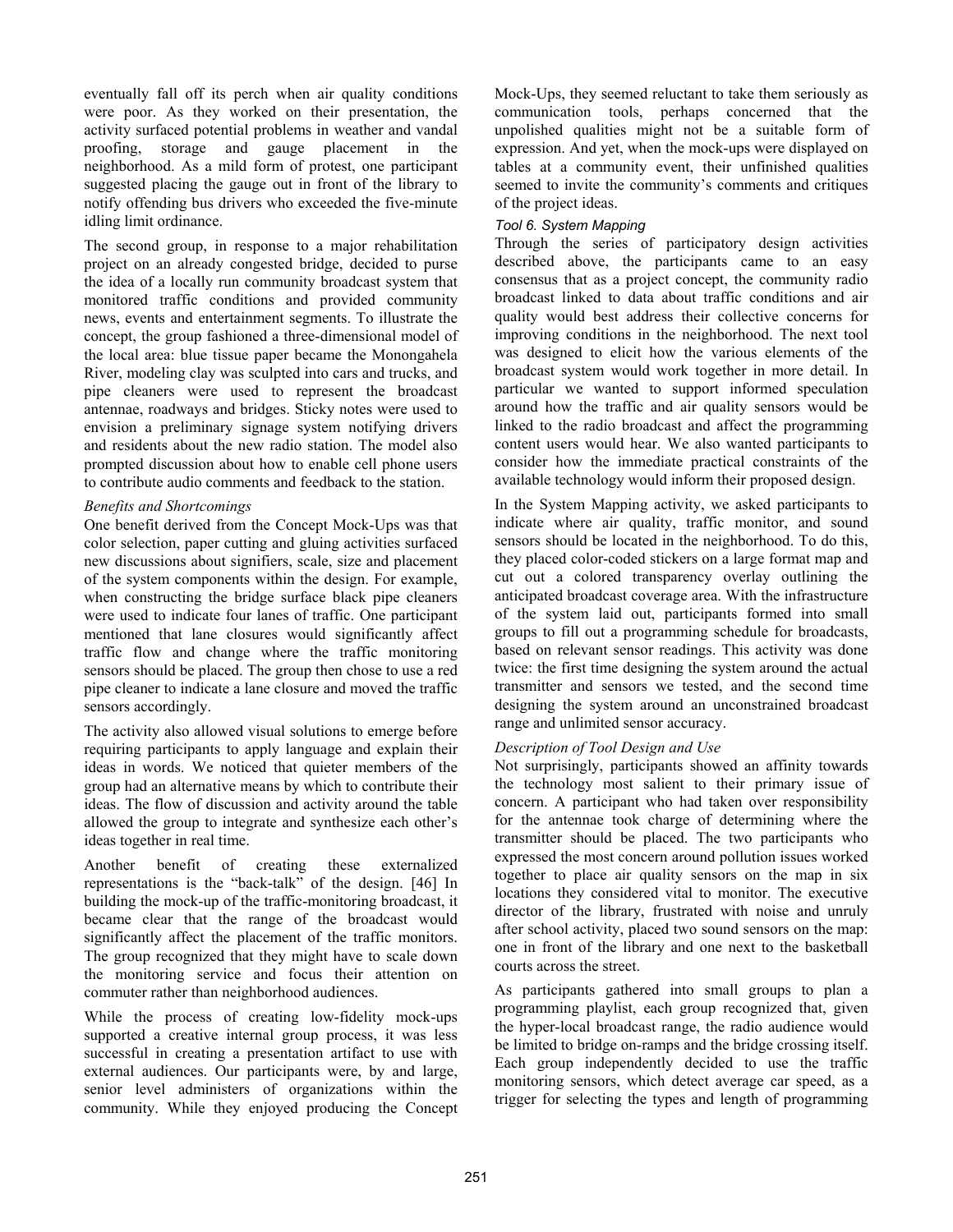eventually fall off its perch when air quality conditions were poor. As they worked on their presentation, the activity surfaced potential problems in weather and vandal proofing, storage and gauge placement in the neighborhood. As a mild form of protest, one participant suggested placing the gauge out in front of the library to notify offending bus drivers who exceeded the five-minute idling limit ordinance.

The second group, in response to a major rehabilitation project on an already congested bridge, decided to purse the idea of a locally run community broadcast system that monitored traffic conditions and provided community news, events and entertainment segments. To illustrate the concept, the group fashioned a three-dimensional model of the local area: blue tissue paper became the Monongahela River, modeling clay was sculpted into cars and trucks, and pipe cleaners were used to represent the broadcast antennae, roadways and bridges. Sticky notes were used to envision a preliminary signage system notifying drivers and residents about the new radio station. The model also prompted discussion about how to enable cell phone users to contribute audio comments and feedback to the station.

*Benefits and Shortcomings*

One benefit derived from the Concept Mock-Ups was that color selection, paper cutting and gluing activities surfaced new discussions about signifiers, scale, size and placement of the system components within the design. For example, when constructing the bridge surface black pipe cleaners were used to indicate four lanes of traffic. One participant mentioned that lane closures would significantly affect traffic flow and change where the traffic monitoring sensors should be placed. The group then chose to use a red pipe cleaner to indicate a lane closure and moved the traffic sensors accordingly.

The activity also allowed visual solutions to emerge before requiring participants to apply language and explain their ideas in words. We noticed that quieter members of the group had an alternative means by which to contribute their ideas. The flow of discussion and activity around the table allowed the group to integrate and synthesize each other's ideas together in real time.

Another benefit of creating these externalized representations is the "back-talk" of the design. [46] In building the mock-up of the traffic-monitoring broadcast, it became clear that the range of the broadcast would significantly affect the placement of the traffic monitors. The group recognized that they might have to scale down the monitoring service and focus their attention on commuter rather than neighborhood audiences.

While the process of creating low-fidelity mock-ups supported a creative internal group process, it was less successful in creating a presentation artifact to use with external audiences. Our participants were, by and large, senior level administers of organizations within the community. While they enjoyed producing the Concept Mock-Ups, they seemed reluctant to take them seriously as communication tools, perhaps concerned that the unpolished qualities might not be a suitable form of expression. And yet, when the mock-ups were displayed on tables at a community event, their unfinished qualities seemed to invite the community's comments and critiques of the project ideas.

### *Tool 6. System Mapping*

Through the series of participatory design activities described above, the participants came to an easy consensus that as a project concept, the community radio broadcast linked to data about traffic conditions and air quality would best address their collective concerns for improving conditions in the neighborhood. The next tool was designed to elicit how the various elements of the broadcast system would work together in more detail. In particular we wanted to support informed speculation around how the traffic and air quality sensors would be linked to the radio broadcast and affect the programming content users would hear. We also wanted participants to consider how the immediate practical constraints of the available technology would inform their proposed design.

In the System Mapping activity, we asked participants to indicate where air quality, traffic monitor, and sound sensors should be located in the neighborhood. To do this, they placed color-coded stickers on a large format map and cut out a colored transparency overlay outlining the anticipated broadcast coverage area. With the infrastructure of the system laid out, participants formed into small groups to fill out a programming schedule for broadcasts, based on relevant sensor readings. This activity was done twice: the first time designing the system around the actual transmitter and sensors we tested, and the second time designing the system around an unconstrained broadcast range and unlimited sensor accuracy.

*Description of Tool Design and Use*

Not surprisingly, participants showed an affinity towards the technology most salient to their primary issue of concern. A participant who had taken over responsibility for the antennae took charge of determining where the transmitter should be placed. The two participants who expressed the most concern around pollution issues worked together to place air quality sensors on the map in six locations they considered vital to monitor. The executive director of the library, frustrated with noise and unruly after school activity, placed two sound sensors on the map: one in front of the library and one next to the basketball courts across the street.

As participants gathered into small groups to plan a programming playlist, each group recognized that, given the hyper-local broadcast range, the radio audience would be limited to bridge on-ramps and the bridge crossing itself. Each group independently decided to use the traffic monitoring sensors, which detect average car speed, as a trigger for selecting the types and length of programming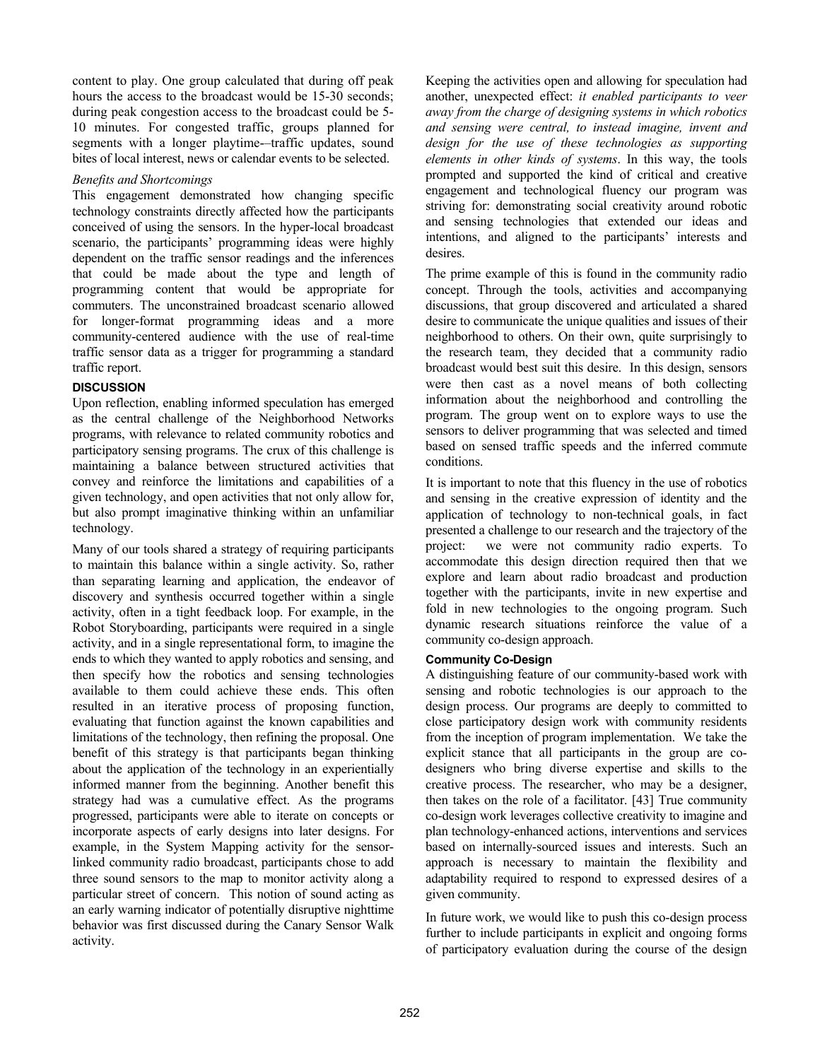content to play. One group calculated that during off peak hours the access to the broadcast would be 15-30 seconds; during peak congestion access to the broadcast could be 5-10 minutes. For congested traffic, groups planned for segments with a longer playtime-–traffic updates, sound bites of local interest, news or calendar events to be selected.

*Benefits and Shortcomings*

This engagement demonstrated how changing specific technology constraints directly affected how the participants conceived of using the sensors. In the hyper-local broadcast scenario, the participants' programming ideas were highly dependent on the traffic sensor readings and the inferences that could be made about the type and length of programming content that would be appropriate for commuters. The unconstrained broadcast scenario allowed for longer-format programming ideas and a more community-centered audience with the use of real-time traffic sensor data as a trigger for programming a standard traffic report.

## DISCUSSION

Upon reflection, enabling informed speculation has emerged as the central challenge of the Neighborhood Networks programs, with relevance to related community robotics and participatory sensing programs. The crux of this challenge is maintaining a balance between structured activities that convey and reinforce the limitations and capabilities of a given technology, and open activities that not only allow for, but also prompt imaginative thinking within an unfamiliar technology.

Many of our tools shared a strategy of requiring participants to maintain this balance within a single activity. So, rather than separating learning and application, the endeavor of discovery and synthesis occurred together within a single activity, often in a tight feedback loop. For example, in the Robot Storyboarding, participants were required in a single activity, and in a single representational form, to imagine the ends to which they wanted to apply robotics and sensing, and then specify how the robotics and sensing technologies available to them could achieve these ends. This often resulted in an iterative process of proposing function, evaluating that function against the known capabilities and limitations of the technology, then refining the proposal. One benefit of this strategy is that participants began thinking about the application of the technology in an experientially informed manner from the beginning. Another benefit this strategy had was a cumulative effect. As the programs progressed, participants were able to iterate on concepts or incorporate aspects of early designs into later designs. For example, in the System Mapping activity for the sensor-linked community radio broadcast, participants chose to add three sound sensors to the map to monitor activity along a particular street of concern. This notion of sound acting as an early warning indicator of potentially disruptive nighttime behavior was first discussed during the Canary Sensor Walk activity.

Keeping the activities open and allowing for speculation had another, unexpected effect: *it enabled participants to veer away from the charge of designing systems in which robotics and sensing were central, to instead imagine, invent and design for the use of these technologies as supporting elements in other kinds of systems*. In this way, the tools prompted and supported the kind of critical and creative engagement and technological fluency our program was striving for: demonstrating social creativity around robotic and sensing technologies that extended our ideas and intentions, and aligned to the participants' interests and desires.

The prime example of this is found in the community radio concept. Through the tools, activities and accompanying discussions, that group discovered and articulated a shared desire to communicate the unique qualities and issues of their neighborhood to others. On their own, quite surprisingly to the research team, they decided that a community radio broadcast would best suit this desire. In this design, sensors were then cast as a novel means of both collecting information about the neighborhood and controlling the program. The group went on to explore ways to use the sensors to deliver programming that was selected and timed based on sensed traffic speeds and the inferred commute conditions.

It is important to note that this fluency in the use of robotics and sensing in the creative expression of identity and the application of technology to non-technical goals, in fact presented a challenge to our research and the trajectory of the project: we were not community radio experts. To accommodate this design direction required then that we explore and learn about radio broadcast and production together with the participants, invite in new expertise and fold in new technologies to the ongoing program. Such dynamic research situations reinforce the value of a community co-design approach.

### Community Co-Design

A distinguishing feature of our community-based work with sensing and robotic technologies is our approach to the design process. Our programs are deeply to committed to close participatory design work with community residents from the inception of program implementation. We take the explicit stance that all participants in the group are co-designers who bring diverse expertise and skills to the creative process. The researcher, who may be a designer, then takes on the role of a facilitator. [43] True community co-design work leverages collective creativity to imagine and plan technology-enhanced actions, interventions and services based on internally-sourced issues and interests. Such an approach is necessary to maintain the flexibility and adaptability required to respond to expressed desires of a given community.

In future work, we would like to push this co-design process further to include participants in explicit and ongoing forms of participatory evaluation during the course of the design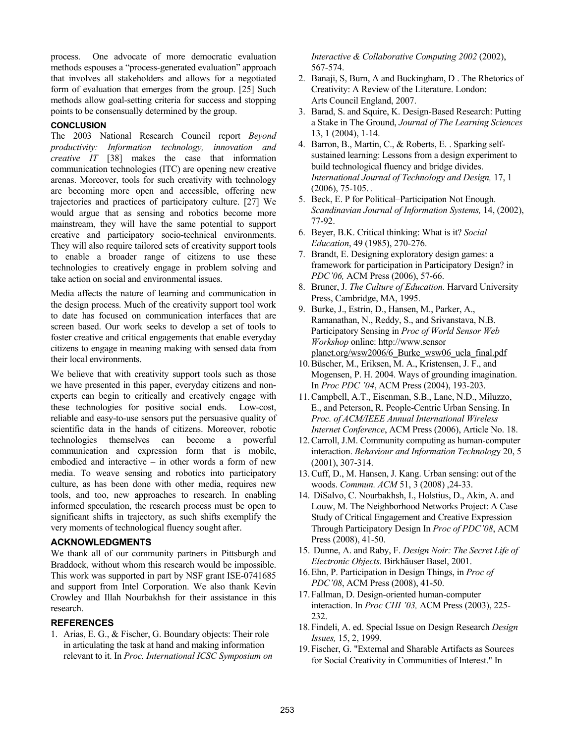process. One advocate of more democratic evaluation methods espouses a "process-generated evaluation" approach that involves all stakeholders and allows for a negotiated form of evaluation that emerges from the group. [25] Such methods allow goal-setting criteria for success and stopping points to be consensually determined by the group.

## CONCLUSION

The 2003 National Research Council report *Beyond productivity: Information technology, innovation and creative IT* [38] makes the case that information communication technologies (ITC) are opening new creative arenas. Moreover, tools for such creativity with technology are becoming more open and accessible, offering new trajectories and practices of participatory culture. [27] We would argue that as sensing and robotics become more mainstream, they will have the same potential to support creative and participatory socio-technical environments. They will also require tailored sets of creativity support tools to enable a broader range of citizens to use these technologies to creatively engage in problem solving and take action on social and environmental issues.

Media affects the nature of learning and communication in the design process. Much of the creativity support tool work to date has focused on communication interfaces that are screen based. Our work seeks to develop a set of tools to foster creative and critical engagements that enable everyday citizens to engage in meaning making with sensed data from their local environments.

We believe that with creativity support tools such as those we have presented in this paper, everyday citizens and non-experts can begin to critically and creatively engage with these technologies for positive social ends. Low-cost, reliable and easy-to-use sensors put the persuasive quality of scientific data in the hands of citizens. Moreover, robotic technologies themselves can become a powerful communication and expression form that is mobile, embodied and interactive – in other words a form of new media. To weave sensing and robotics into participatory culture, as has been done with other media, requires new tools, and too, new approaches to research. In enabling informed speculation, the research process must be open to significant shifts in trajectory, as such shifts exemplify the very moments of technological fluency sought after.

## ACKNOWLEDGMENTS

We thank all of our community partners in Pittsburgh and Braddock, without whom this research would be impossible. This work was supported in part by NSF grant ISE-0741685 and support from Intel Corporation. We also thank Kevin Crowley and Illah Nourbakhsh for their assistance in this research.

## REFERENCES

1. Arias, E. G., & Fischer, G. Boundary objects: Their role in articulating the task at hand and making information relevant to it. In *Proc. International ICSC Symposium on Interactive & Collaborative Computing 2002* (2002), 567-574.
2. Banaji, S, Burn, A and Buckingham, D . The Rhetorics of Creativity: A Review of the Literature. London: Arts Council England, 2007.
3. Barad, S. and Squire, K. Design-Based Research: Putting a Stake in The Ground, *Journal of The Learning Sciences* 13, 1 (2004), 1-14.
4. Barron, B., Martin, C., & Roberts, E. . Sparking self-sustained learning: Lessons from a design experiment to build technological fluency and bridge divides. *International Journal of Technology and Design,* 17, 1 (2006), 75-105. .
5. Beck, E. P for Political–Participation Not Enough. *Scandinavian Journal of Information Systems,* 14, (2002), 77-92.
6. Beyer, B.K. Critical thinking: What is it? *Social Education*, 49 (1985), 270-276.
7. Brandt, E. Designing exploratory design games: a framework for participation in Participatory Design? in *PDC'06,* ACM Press (2006), 57-66.
8. Bruner, J. *The Culture of Education.* Harvard University Press, Cambridge, MA, 1995.
9. Burke, J., Estrin, D., Hansen, M., Parker, A., Ramanathan, N., Reddy, S., and Srivanstava, N.B. Participatory Sensing in *Proc of World Sensor Web Workshop* online: http://www.sensor planet.org/wsw2006/6_Burke_wsw06_ucla_final.pdf
10. Büscher, M., Eriksen, M. A., Kristensen, J. F., and Mogensen, P. H. 2004. Ways of grounding imagination. In *Proc PDC '04*, ACM Press (2004), 193-203.
11. Campbell, A.T., Eisenman, S.B., Lane, N.D., Miluzzo, E., and Peterson, R. People-Centric Urban Sensing. In *Proc. of ACM/IEEE Annual International Wireless Internet Conference*, ACM Press (2006), Article No. 18.
12. Carroll, J.M. Community computing as human-computer interaction. *Behaviour and Information Technology* 20, 5 (2001), 307-314.
13. Cuff, D., M. Hansen, J. Kang. Urban sensing: out of the woods. *Commun. ACM* 51, 3 (2008) ,24-33.
14. DiSalvo, C. Nourbakhsh, I., Holstius, D., Akin, A. and Louw, M. The Neighborhood Networks Project: A Case Study of Critical Engagement and Creative Expression Through Participatory Design In *Proc of PDC'08*, ACM Press (2008), 41-50.
15. Dunne, A. and Raby, F. *Design Noir: The Secret Life of Electronic Objects*. Birkhäuser Basel, 2001.
16. Ehn, P. Participation in Design Things, in *Proc of PDC'08*, ACM Press (2008), 41-50.
17. Fallman, D. Design-oriented human-computer interaction. In *Proc CHI '03,* ACM Press (2003), 225-232.
18. Findeli, A. ed. Special Issue on Design Research *Design Issues,* 15, 2, 1999.
19. Fischer, G. "External and Sharable Artifacts as Sources for Social Creativity in Communities of Interest." In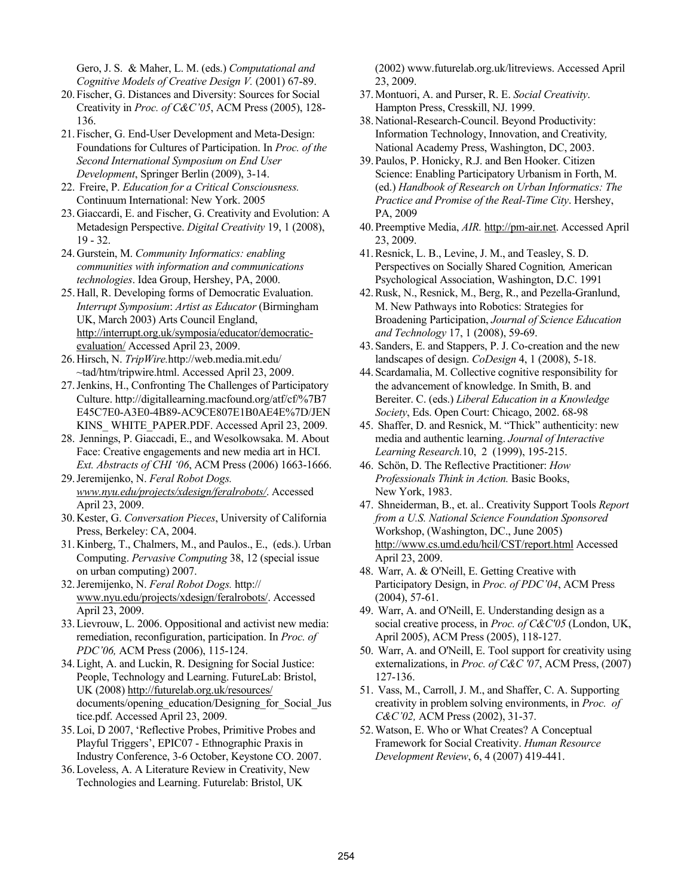Gero, J. S. & Maher, L. M. (eds.) *Computational and Cognitive Models of Creative Design V.* (2001) 67-89.

20. Fischer, G. Distances and Diversity: Sources for Social Creativity in *Proc. of C&C'05*, ACM Press (2005), 128-136.
21. Fischer, G. End-User Development and Meta-Design: Foundations for Cultures of Participation. In *Proc. of the Second International Symposium on End User Development*, Springer Berlin (2009), 3-14.
22. Freire, P. *Education for a Critical Consciousness.* Continuum International: New York. 2005
23. Giaccardi, E. and Fischer, G. Creativity and Evolution: A Metadesign Perspective. *Digital Creativity* 19, 1 (2008), 19 - 32.
24. Gurstein, M. *Community Informatics: enabling communities with information and communications technologies*. Idea Group, Hershey, PA, 2000.
25. Hall, R. Developing forms of Democratic Evaluation. *Interrupt Symposium*: *Artist as Educator* (Birmingham UK, March 2003) Arts Council England, http://interrupt.org.uk/symposia/educator/democratic-evaluation/ Accessed April 23, 2009.
26. Hirsch, N. *TripWire.*http://web.media.mit.edu/~tad/htm/tripwire.html. Accessed April 23, 2009.
27. Jenkins, H., Confronting The Challenges of Participatory Culture. http://digitallearning.macfound.org/atf/cf/%7B7E45C7E0-A3E0-4B89-AC9CE807E1B0AE4E%7D/JENKINS_ WHITE_PAPER.PDF. Accessed April 23, 2009.
28. Jennings, P. Giaccadi, E., and Wesolkowsaka. M. About Face: Creative engagements and new media art in HCI. *Ext. Abstracts of CHI '06*, ACM Press (2006) 1663-1666.
29. Jeremijenko, N. *Feral Robot Dogs. www.nyu.edu/projects/xdesign/feralrobots/*. Accessed April 23, 2009.
30. Kester, G. *Conversation Pieces*, University of California Press, Berkeley: CA, 2004.
31. Kinberg, T., Chalmers, M., and Paulos., E., (eds.). Urban Computing. *Pervasive Computing* 38, 12 (special issue on urban computing) 2007.
32. Jeremijenko, N. *Feral Robot Dogs.* http://www.nyu.edu/projects/xdesign/feralrobots/. Accessed April 23, 2009.
33. Lievrouw, L. 2006. Oppositional and activist new media: remediation, reconfiguration, participation. In *Proc. of PDC'06,* ACM Press (2006), 115-124.
34. Light, A. and Luckin, R. Designing for Social Justice: People, Technology and Learning. FutureLab: Bristol, UK (2008) http://futurelab.org.uk/resources/documents/opening_education/Designing_for_Social_Justice.pdf. Accessed April 23, 2009.
35. Loi, D 2007, 'Reflective Probes, Primitive Probes and Playful Triggers', EPIC07 - Ethnographic Praxis in Industry Conference, 3-6 October, Keystone CO. 2007.
36. Loveless, A. A Literature Review in Creativity, New Technologies and Learning. Futurelab: Bristol, UK (2002) www.futurelab.org.uk/litreviews. Accessed April 23, 2009.
37. Montuori, A. and Purser, R. E. *Social Creativity*. Hampton Press, Cresskill, NJ. 1999.
38. National-Research-Council. Beyond Productivity: Information Technology, Innovation, and Creativity*,* National Academy Press, Washington, DC, 2003.
39. Paulos, P. Honicky, R.J. and Ben Hooker. Citizen Science: Enabling Participatory Urbanism in Forth, M. (ed.) *Handbook of Research on Urban Informatics: The Practice and Promise of the Real-Time City*. Hershey, PA, 2009
40. Preemptive Media, *AIR.* http://pm-air.net. Accessed April 23, 2009.
41. Resnick, L. B., Levine, J. M., and Teasley, S. D. Perspectives on Socially Shared Cognition*,* American Psychological Association, Washington, D.C. 1991
42. Rusk, N., Resnick, M., Berg, R., and Pezella-Granlund, M. New Pathways into Robotics: Strategies for Broadening Participation, *Journal of Science Education and Technology* 17, 1 (2008), 59-69.
43. Sanders, E. and Stappers, P. J. Co-creation and the new landscapes of design. *CoDesign* 4, 1 (2008), 5-18.
44. Scardamalia, M. Collective cognitive responsibility for the advancement of knowledge. In Smith, B. and Bereiter. C. (eds.) *Liberal Education in a Knowledge Society*, Eds. Open Court: Chicago, 2002. 68-98
45. Shaffer, D. and Resnick, M. "Thick" authenticity: new media and authentic learning. *Journal of Interactive Learning Research.*10, 2 (1999), 195-215.
46. Schön, D. The Reflective Practitioner: *How Professionals Think in Action.* Basic Books, New York, 1983.
47. Shneiderman, B., et. al.. Creativity Support Tools *Report from a U.S. National Science Foundation Sponsored* Workshop, (Washington, DC., June 2005) http://www.cs.umd.edu/hcil/CST/report.html Accessed April 23, 2009.
48. Warr, A. & O'Neill, E. Getting Creative with Participatory Design, in *Proc. of PDC'04*, ACM Press (2004), 57-61.
49. Warr, A. and O'Neill, E. Understanding design as a social creative process, in *Proc. of C&C'05* (London, UK, April 2005), ACM Press (2005), 118-127.
50. Warr, A. and O'Neill, E. Tool support for creativity using externalizations, in *Proc. of C&C '07*, ACM Press, (2007) 127-136.
51. Vass, M., Carroll, J. M., and Shaffer, C. A. Supporting creativity in problem solving environments, in *Proc. of C&C'02,* ACM Press (2002), 31-37.
52. Watson, E. Who or What Creates? A Conceptual Framework for Social Creativity. *Human Resource Development Review*, 6, 4 (2007) 419-441.